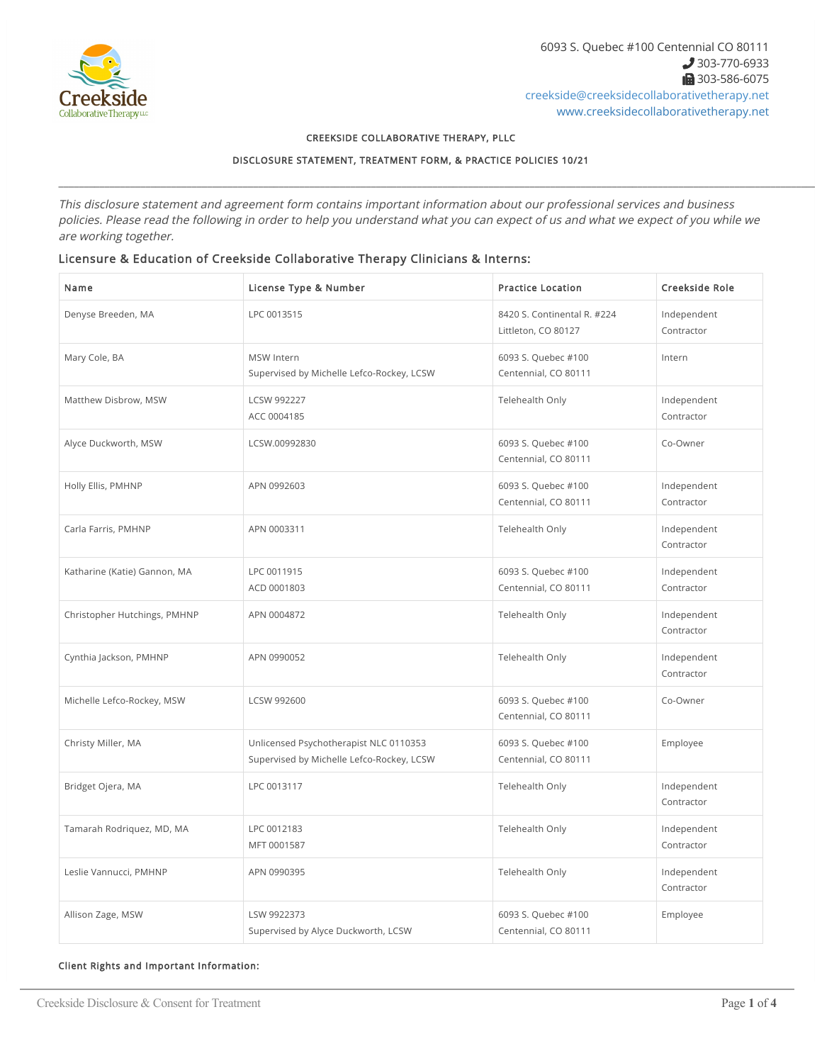6093 S. Quebec #100 Centennial CO 80111
303-770-6933
303-586-6075
creekside@creeksidecollaborativetherapy.net
www.creeksidecollaborativetherapy.net

**CREEKSIDE COLLABORATIVE THERAPY, PLLC**

**DISCLOSURE STATEMENT, TREATMENT FORM, & PRACTICE POLICIES 10/21**

---

*This disclosure statement and agreement form contains important information about our professional services and business policies. Please read the following in order to help you understand what you can expect of us and what we expect of you while we are working together.*

### Licensure & Education of Creekside Collaborative Therapy Clinicians & Interns:

| Name | License Type & Number | Practice Location | Creekside Role |
|---|---|---|---|
| Denyse Breeden, MA | LPC 0013515 | 8420 S. Continental R. #224 Littleton, CO 80127 | Independent Contractor |
| Mary Cole, BA | MSW Intern Supervised by Michelle Lefco-Rockey, LCSW | 6093 S. Quebec #100 Centennial, CO 80111 | Intern |
| Matthew Disbrow, MSW | LCSW 992227 ACC 0004185 | Telehealth Only | Independent Contractor |
| Alyce Duckworth, MSW | LCSW.00992830 | 6093 S. Quebec #100 Centennial, CO 80111 | Co-Owner |
| Holly Ellis, PMHNP | APN 0992603 | 6093 S. Quebec #100 Centennial, CO 80111 | Independent Contractor |
| Carla Farris, PMHNP | APN 0003311 | Telehealth Only | Independent Contractor |
| Katharine (Katie) Gannon, MA | LPC 0011915 ACD 0001803 | 6093 S. Quebec #100 Centennial, CO 80111 | Independent Contractor |
| Christopher Hutchings, PMHNP | APN 0004872 | Telehealth Only | Independent Contractor |
| Cynthia Jackson, PMHNP | APN 0990052 | Telehealth Only | Independent Contractor |
| Michelle Lefco-Rockey, MSW | LCSW 992600 | 6093 S. Quebec #100 Centennial, CO 80111 | Co-Owner |
| Christy Miller, MA | Unlicensed Psychotherapist NLC 0110353 Supervised by Michelle Lefco-Rockey, LCSW | 6093 S. Quebec #100 Centennial, CO 80111 | Employee |
| Bridget Ojera, MA | LPC 0013117 | Telehealth Only | Independent Contractor |
| Tamarah Rodriquez, MD, MA | LPC 0012183 MFT 0001587 | Telehealth Only | Independent Contractor |
| Leslie Vannucci, PMHNP | APN 0990395 | Telehealth Only | Independent Contractor |
| Allison Zage, MSW | LSW 9922373 Supervised by Alyce Duckworth, LCSW | 6093 S. Quebec #100 Centennial, CO 80111 | Employee |

**Client Rights and Important Information:**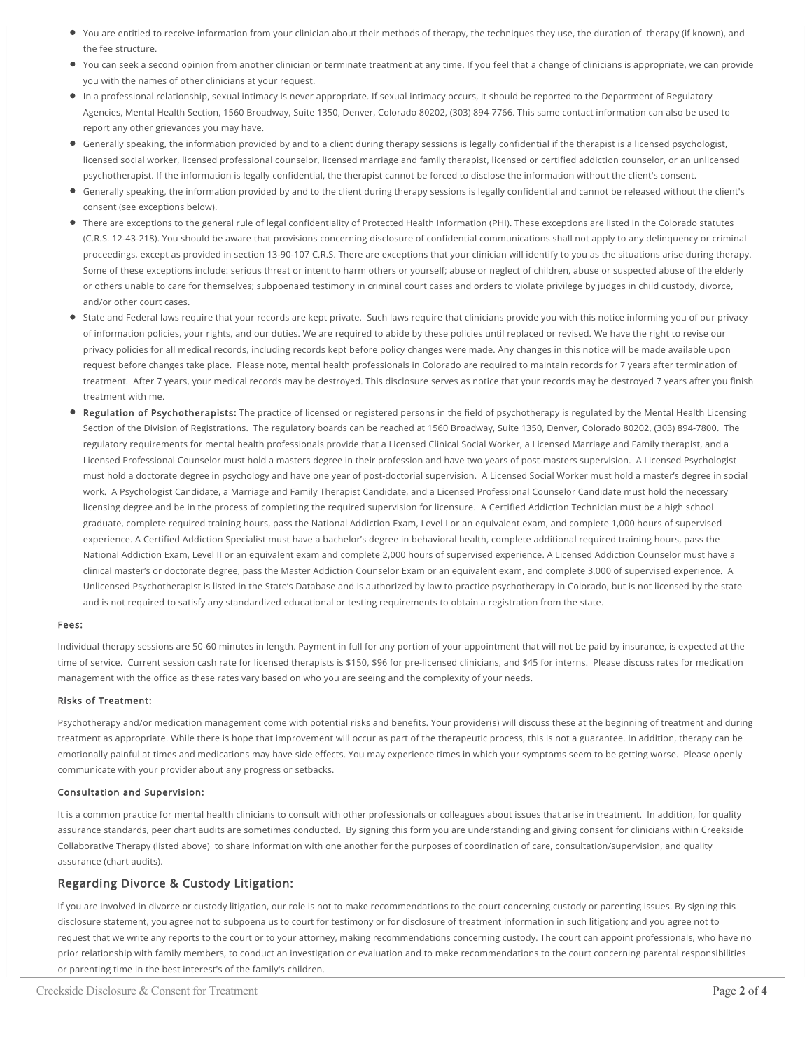- You are entitled to receive information from your clinician about their methods of therapy, the techniques they use, the duration of therapy (if known), and the fee structure.
- You can seek a second opinion from another clinician or terminate treatment at any time. If you feel that a change of clinicians is appropriate, we can provide you with the names of other clinicians at your request.
- In a professional relationship, sexual intimacy is never appropriate. If sexual intimacy occurs, it should be reported to the Department of Regulatory Agencies, Mental Health Section, 1560 Broadway, Suite 1350, Denver, Colorado 80202, (303) 894-7766. This same contact information can also be used to report any other grievances you may have.
- Generally speaking, the information provided by and to a client during therapy sessions is legally confidential if the therapist is a licensed psychologist, licensed social worker, licensed professional counselor, licensed marriage and family therapist, licensed or certified addiction counselor, or an unlicensed psychotherapist. If the information is legally confidential, the therapist cannot be forced to disclose the information without the client's consent.
- Generally speaking, the information provided by and to the client during therapy sessions is legally confidential and cannot be released without the client's consent (see exceptions below).
- There are exceptions to the general rule of legal confidentiality of Protected Health Information (PHI). These exceptions are listed in the Colorado statutes (C.R.S. 12-43-218). You should be aware that provisions concerning disclosure of confidential communications shall not apply to any delinquency or criminal proceedings, except as provided in section 13-90-107 C.R.S. There are exceptions that your clinician will identify to you as the situations arise during therapy. Some of these exceptions include: serious threat or intent to harm others or yourself; abuse or neglect of children, abuse or suspected abuse of the elderly or others unable to care for themselves; subpoenaed testimony in criminal court cases and orders to violate privilege by judges in child custody, divorce, and/or other court cases.
- State and Federal laws require that your records are kept private. Such laws require that clinicians provide you with this notice informing you of our privacy of information policies, your rights, and our duties. We are required to abide by these policies until replaced or revised. We have the right to revise our privacy policies for all medical records, including records kept before policy changes were made. Any changes in this notice will be made available upon request before changes take place. Please note, mental health professionals in Colorado are required to maintain records for 7 years after termination of treatment. After 7 years, your medical records may be destroyed. This disclosure serves as notice that your records may be destroyed 7 years after you finish treatment with me.
- **Regulation of Psychotherapists:** The practice of licensed or registered persons in the field of psychotherapy is regulated by the Mental Health Licensing Section of the Division of Registrations. The regulatory boards can be reached at 1560 Broadway, Suite 1350, Denver, Colorado 80202, (303) 894-7800. The regulatory requirements for mental health professionals provide that a Licensed Clinical Social Worker, a Licensed Marriage and Family therapist, and a Licensed Professional Counselor must hold a masters degree in their profession and have two years of post-masters supervision. A Licensed Psychologist must hold a doctorate degree in psychology and have one year of post-doctorial supervision. A Licensed Social Worker must hold a master's degree in social work. A Psychologist Candidate, a Marriage and Family Therapist Candidate, and a Licensed Professional Counselor Candidate must hold the necessary licensing degree and be in the process of completing the required supervision for licensure. A Certified Addiction Technician must be a high school graduate, complete required training hours, pass the National Addiction Exam, Level I or an equivalent exam, and complete 1,000 hours of supervised experience. A Certified Addiction Specialist must have a bachelor's degree in behavioral health, complete additional required training hours, pass the National Addiction Exam, Level II or an equivalent exam and complete 2,000 hours of supervised experience. A Licensed Addiction Counselor must have a clinical master's or doctorate degree, pass the Master Addiction Counselor Exam or an equivalent exam, and complete 3,000 of supervised experience. A Unlicensed Psychotherapist is listed in the State's Database and is authorized by law to practice psychotherapy in Colorado, but is not licensed by the state and is not required to satisfy any standardized educational or testing requirements to obtain a registration from the state.

#### Fees:

Individual therapy sessions are 50-60 minutes in length. Payment in full for any portion of your appointment that will not be paid by insurance, is expected at the time of service. Current session cash rate for licensed therapists is $150, $96 for pre-licensed clinicians, and $45 for interns. Please discuss rates for medication management with the office as these rates vary based on who you are seeing and the complexity of your needs.

#### Risks of Treatment:

Psychotherapy and/or medication management come with potential risks and benefits. Your provider(s) will discuss these at the beginning of treatment and during treatment as appropriate. While there is hope that improvement will occur as part of the therapeutic process, this is not a guarantee. In addition, therapy can be emotionally painful at times and medications may have side effects. You may experience times in which your symptoms seem to be getting worse. Please openly communicate with your provider about any progress or setbacks.

#### Consultation and Supervision:

It is a common practice for mental health clinicians to consult with other professionals or colleagues about issues that arise in treatment. In addition, for quality assurance standards, peer chart audits are sometimes conducted. By signing this form you are understanding and giving consent for clinicians within Creekside Collaborative Therapy (listed above) to share information with one another for the purposes of coordination of care, consultation/supervision, and quality assurance (chart audits).

## Regarding Divorce & Custody Litigation:

If you are involved in divorce or custody litigation, our role is not to make recommendations to the court concerning custody or parenting issues. By signing this disclosure statement, you agree not to subpoena us to court for testimony or for disclosure of treatment information in such litigation; and you agree not to request that we write any reports to the court or to your attorney, making recommendations concerning custody. The court can appoint professionals, who have no prior relationship with family members, to conduct an investigation or evaluation and to make recommendations to the court concerning parental responsibilities or parenting time in the best interest's of the family's children.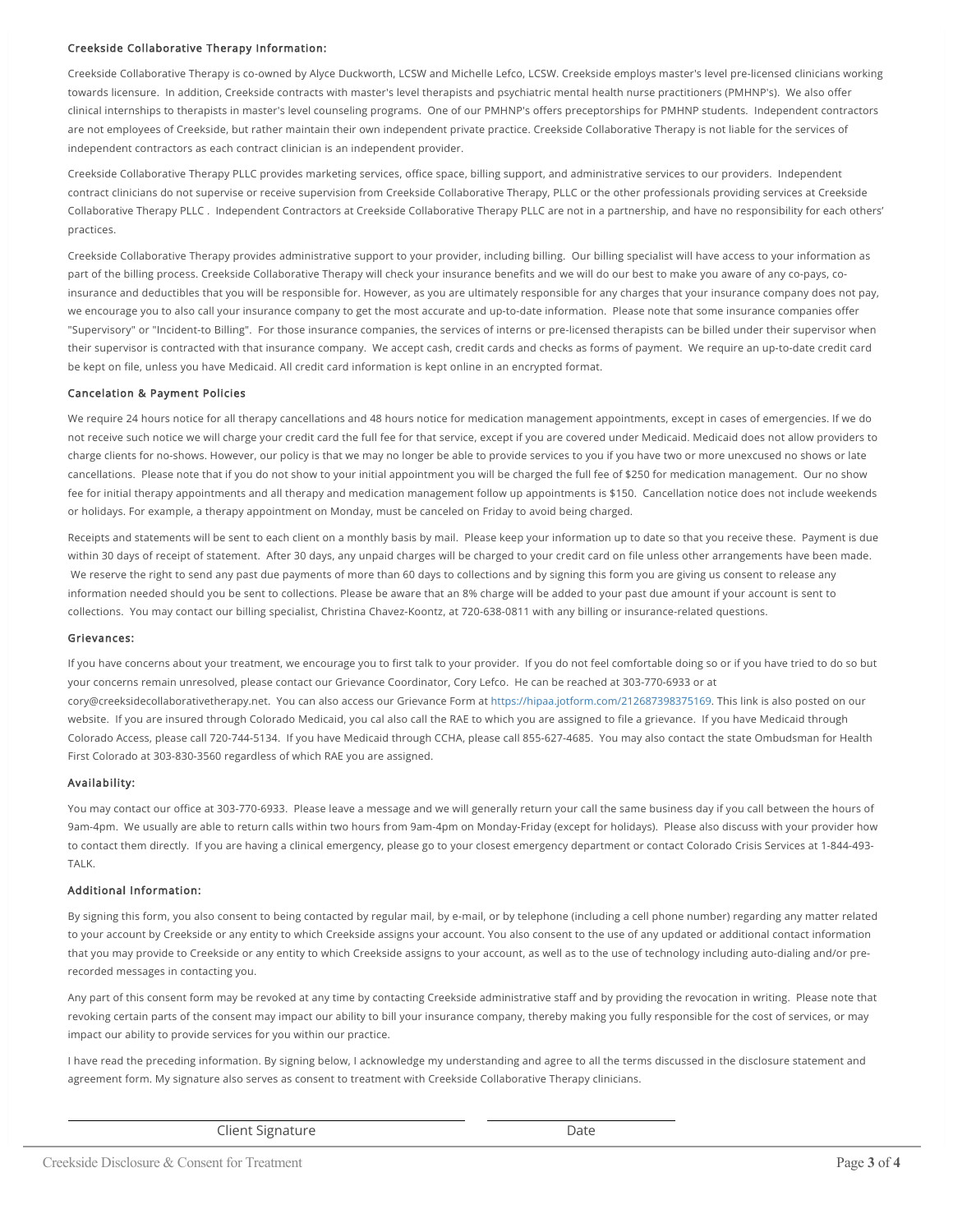### Creekside Collaborative Therapy Information:

Creekside Collaborative Therapy is co-owned by Alyce Duckworth, LCSW and Michelle Lefco, LCSW. Creekside employs master's level pre-licensed clinicians working towards licensure. In addition, Creekside contracts with master's level therapists and psychiatric mental health nurse practitioners (PMHNP's). We also offer clinical internships to therapists in master's level counseling programs. One of our PMHNP's offers preceptorships for PMHNP students. Independent contractors are not employees of Creekside, but rather maintain their own independent private practice. Creekside Collaborative Therapy is not liable for the services of independent contractors as each contract clinician is an independent provider.

Creekside Collaborative Therapy PLLC provides marketing services, office space, billing support, and administrative services to our providers. Independent contract clinicians do not supervise or receive supervision from Creekside Collaborative Therapy, PLLC or the other professionals providing services at Creekside Collaborative Therapy PLLC . Independent Contractors at Creekside Collaborative Therapy PLLC are not in a partnership, and have no responsibility for each others' practices.

Creekside Collaborative Therapy provides administrative support to your provider, including billing. Our billing specialist will have access to your information as part of the billing process. Creekside Collaborative Therapy will check your insurance benefits and we will do our best to make you aware of any co-pays, co-insurance and deductibles that you will be responsible for. However, as you are ultimately responsible for any charges that your insurance company does not pay, we encourage you to also call your insurance company to get the most accurate and up-to-date information. Please note that some insurance companies offer "Supervisory" or "Incident-to Billing". For those insurance companies, the services of interns or pre-licensed therapists can be billed under their supervisor when their supervisor is contracted with that insurance company. We accept cash, credit cards and checks as forms of payment. We require an up-to-date credit card be kept on file, unless you have Medicaid. All credit card information is kept online in an encrypted format.

### Cancelation & Payment Policies

We require 24 hours notice for all therapy cancellations and 48 hours notice for medication management appointments, except in cases of emergencies. If we do not receive such notice we will charge your credit card the full fee for that service, except if you are covered under Medicaid. Medicaid does not allow providers to charge clients for no-shows. However, our policy is that we may no longer be able to provide services to you if you have two or more unexcused no shows or late cancellations. Please note that if you do not show to your initial appointment you will be charged the full fee of $250 for medication management. Our no show fee for initial therapy appointments and all therapy and medication management follow up appointments is $150. Cancellation notice does not include weekends or holidays. For example, a therapy appointment on Monday, must be canceled on Friday to avoid being charged.

Receipts and statements will be sent to each client on a monthly basis by mail. Please keep your information up to date so that you receive these. Payment is due within 30 days of receipt of statement. After 30 days, any unpaid charges will be charged to your credit card on file unless other arrangements have been made. We reserve the right to send any past due payments of more than 60 days to collections and by signing this form you are giving us consent to release any information needed should you be sent to collections. Please be aware that an 8% charge will be added to your past due amount if your account is sent to collections. You may contact our billing specialist, Christina Chavez-Koontz, at 720-638-0811 with any billing or insurance-related questions.

### Grievances:

If you have concerns about your treatment, we encourage you to first talk to your provider. If you do not feel comfortable doing so or if you have tried to do so but your concerns remain unresolved, please contact our Grievance Coordinator, Cory Lefco. He can be reached at 303-770-6933 or at cory@creeksidecollaborativetherapy.net. You can also access our Grievance Form at https://hipaa.jotform.com/212687398375169. This link is also posted on our website. If you are insured through Colorado Medicaid, you cal also call the RAE to which you are assigned to file a grievance. If you have Medicaid through Colorado Access, please call 720-744-5134. If you have Medicaid through CCHA, please call 855-627-4685. You may also contact the state Ombudsman for Health First Colorado at 303-830-3560 regardless of which RAE you are assigned.

### Availability:

You may contact our office at 303-770-6933. Please leave a message and we will generally return your call the same business day if you call between the hours of 9am-4pm. We usually are able to return calls within two hours from 9am-4pm on Monday-Friday (except for holidays). Please also discuss with your provider how to contact them directly. If you are having a clinical emergency, please go to your closest emergency department or contact Colorado Crisis Services at 1-844-493-TALK.

### Additional Information:

By signing this form, you also consent to being contacted by regular mail, by e-mail, or by telephone (including a cell phone number) regarding any matter related to your account by Creekside or any entity to which Creekside assigns your account. You also consent to the use of any updated or additional contact information that you may provide to Creekside or any entity to which Creekside assigns to your account, as well as to the use of technology including auto-dialing and/or pre-recorded messages in contacting you.

Any part of this consent form may be revoked at any time by contacting Creekside administrative staff and by providing the revocation in writing. Please note that revoking certain parts of the consent may impact our ability to bill your insurance company, thereby making you fully responsible for the cost of services, or may impact our ability to provide services for you within our practice.

I have read the preceding information. By signing below, I acknowledge my understanding and agree to all the terms discussed in the disclosure statement and agreement form. My signature also serves as consent to treatment with Creekside Collaborative Therapy clinicians.

\_\_\_\_\_\_\_\_\_\_\_\_\_\_\_\_\_\_\_\_\_\_\_\_\_\_\_\_\_\_ \_\_\_\_\_\_\_\_\_\_\_\_\_\_\_\_

Client Signature Date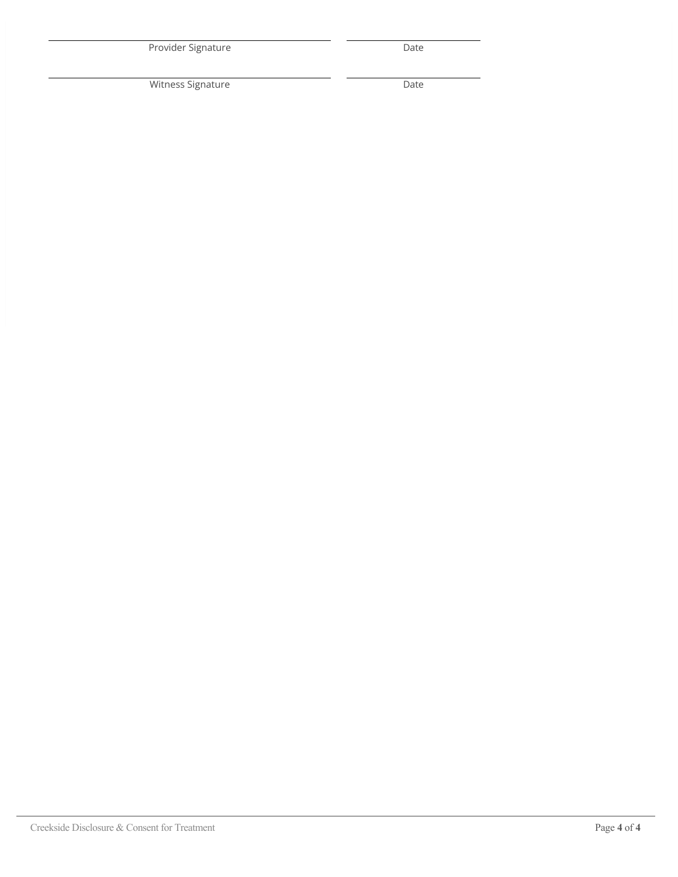| | |
|---|---|
| \_\_\_\_\_\_\_\_\_\_\_\_\_\_\_\_\_\_\_\_\_\_\_\_\_\_\_\_\_\_\_\_\_\_\_\_\_\_\_\_ | \_\_\_\_\_\_\_\_\_\_\_\_\_\_\_\_\_\_\_\_ |
| Provider Signature | Date |
| \_\_\_\_\_\_\_\_\_\_\_\_\_\_\_\_\_\_\_\_\_\_\_\_\_\_\_\_\_\_\_\_\_\_\_\_\_\_\_\_ | \_\_\_\_\_\_\_\_\_\_\_\_\_\_\_\_\_\_\_\_ |
| Witness Signature | Date |